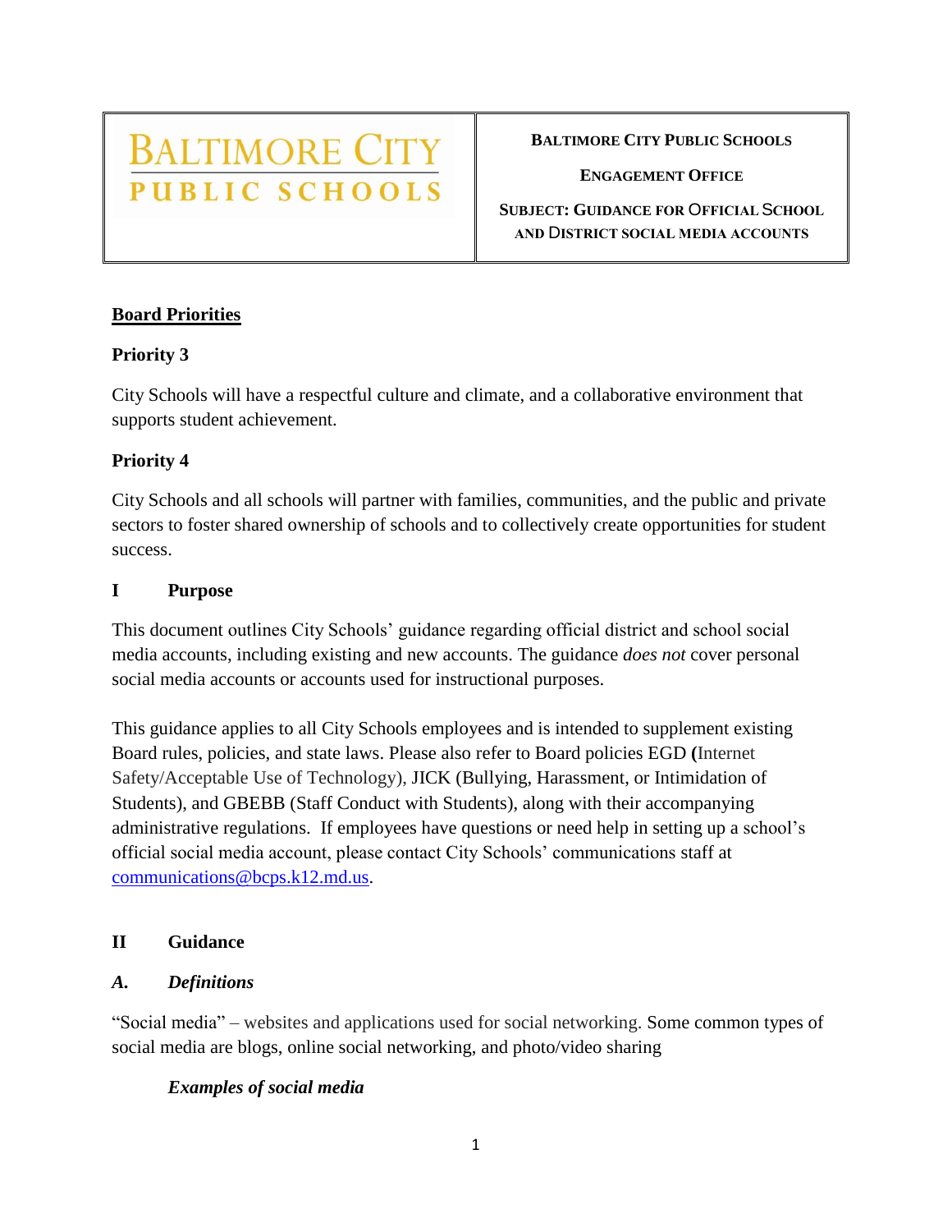| BALTIMORE CITY PUBLIC SCHOOLS | BALTIMORE CITY PUBLIC SCHOOLS<br><br>ENGAGEMENT OFFICE<br><br>SUBJECT: GUIDANCE FOR OFFICIAL SCHOOL AND DISTRICT SOCIAL MEDIA ACCOUNTS |
|---|---|

## Board Priorities

**Priority 3**

City Schools will have a respectful culture and climate, and a collaborative environment that supports student achievement.

**Priority 4**

City Schools and all schools will partner with families, communities, and the public and private sectors to foster shared ownership of schools and to collectively create opportunities for student success.

## I Purpose

This document outlines City Schools' guidance regarding official district and school social media accounts, including existing and new accounts. The guidance *does not* cover personal social media accounts or accounts used for instructional purposes.

This guidance applies to all City Schools employees and is intended to supplement existing Board rules, policies, and state laws. Please also refer to Board policies EGD **(**Internet Safety/Acceptable Use of Technology), JICK (Bullying, Harassment, or Intimidation of Students), and GBEBB (Staff Conduct with Students), along with their accompanying administrative regulations. If employees have questions or need help in setting up a school's official social media account, please contact City Schools' communications staff at communications@bcps.k12.md.us.

## II Guidance

### *A. Definitions*

"Social media" – websites and applications used for social networking. Some common types of social media are blogs, online social networking, and photo/video sharing

***Examples of social media***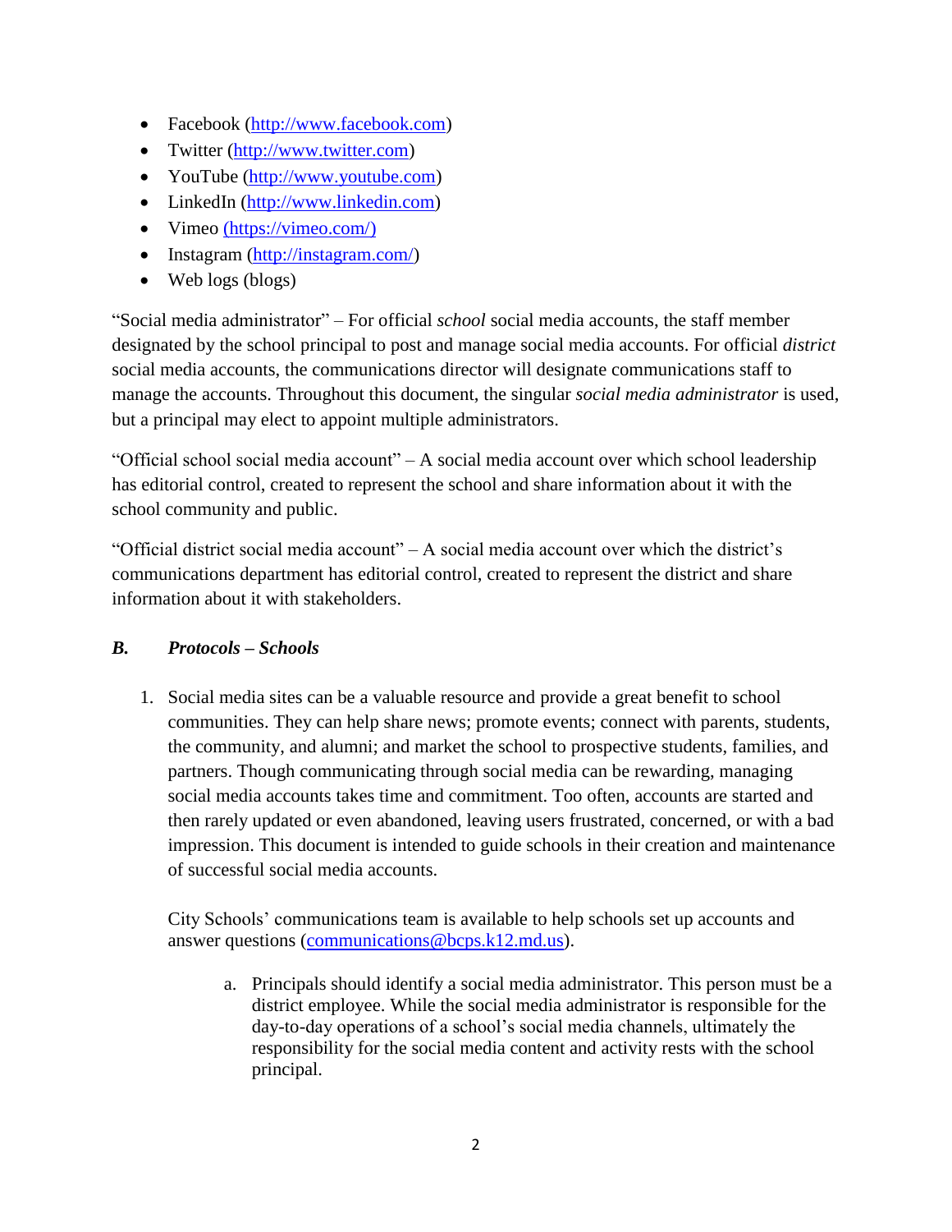- Facebook ([http://www.facebook.com](http://www.facebook.com))
- Twitter ([http://www.twitter.com](http://www.twitter.com))
- YouTube ([http://www.youtube.com](http://www.youtube.com))
- LinkedIn ([http://www.linkedin.com](http://www.linkedin.com))
- Vimeo [(https://vimeo.com/)](https://vimeo.com/)
- Instagram ([http://instagram.com/](http://instagram.com/))
- Web logs (blogs)

"Social media administrator" – For official *school* social media accounts, the staff member designated by the school principal to post and manage social media accounts. For official *district* social media accounts, the communications director will designate communications staff to manage the accounts. Throughout this document, the singular *social media administrator* is used, but a principal may elect to appoint multiple administrators.

"Official school social media account" – A social media account over which school leadership has editorial control, created to represent the school and share information about it with the school community and public.

"Official district social media account" – A social media account over which the district's communications department has editorial control, created to represent the district and share information about it with stakeholders.

### *B. Protocols – Schools*

1. Social media sites can be a valuable resource and provide a great benefit to school communities. They can help share news; promote events; connect with parents, students, the community, and alumni; and market the school to prospective students, families, and partners. Though communicating through social media can be rewarding, managing social media accounts takes time and commitment. Too often, accounts are started and then rarely updated or even abandoned, leaving users frustrated, concerned, or with a bad impression. This document is intended to guide schools in their creation and maintenance of successful social media accounts.

   City Schools' communications team is available to help schools set up accounts and answer questions ([communications@bcps.k12.md.us](mailto:communications@bcps.k12.md.us)).

   a. Principals should identify a social media administrator. This person must be a district employee. While the social media administrator is responsible for the day-to-day operations of a school's social media channels, ultimately the responsibility for the social media content and activity rests with the school principal.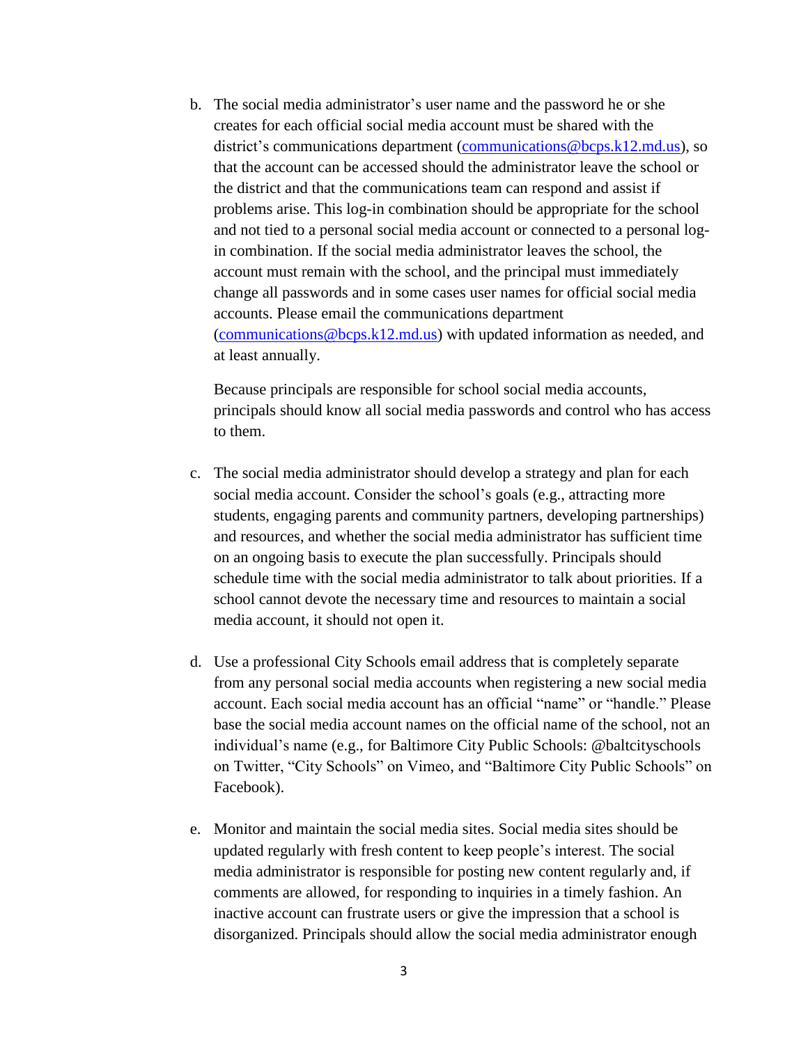b. The social media administrator's user name and the password he or she creates for each official social media account must be shared with the district's communications department ([communications@bcps.k12.md.us](mailto:communications@bcps.k12.md.us)), so that the account can be accessed should the administrator leave the school or the district and that the communications team can respond and assist if problems arise. This log-in combination should be appropriate for the school and not tied to a personal social media account or connected to a personal log-in combination. If the social media administrator leaves the school, the account must remain with the school, and the principal must immediately change all passwords and in some cases user names for official social media accounts. Please email the communications department ([communications@bcps.k12.md.us](mailto:communications@bcps.k12.md.us)) with updated information as needed, and at least annually.

   Because principals are responsible for school social media accounts, principals should know all social media passwords and control who has access to them.

c. The social media administrator should develop a strategy and plan for each social media account. Consider the school's goals (e.g., attracting more students, engaging parents and community partners, developing partnerships) and resources, and whether the social media administrator has sufficient time on an ongoing basis to execute the plan successfully. Principals should schedule time with the social media administrator to talk about priorities. If a school cannot devote the necessary time and resources to maintain a social media account, it should not open it.

d. Use a professional City Schools email address that is completely separate from any personal social media accounts when registering a new social media account. Each social media account has an official "name" or "handle." Please base the social media account names on the official name of the school, not an individual's name (e.g., for Baltimore City Public Schools: @baltcityschools on Twitter, "City Schools" on Vimeo, and "Baltimore City Public Schools" on Facebook).

e. Monitor and maintain the social media sites. Social media sites should be updated regularly with fresh content to keep people's interest. The social media administrator is responsible for posting new content regularly and, if comments are allowed, for responding to inquiries in a timely fashion. An inactive account can frustrate users or give the impression that a school is disorganized. Principals should allow the social media administrator enough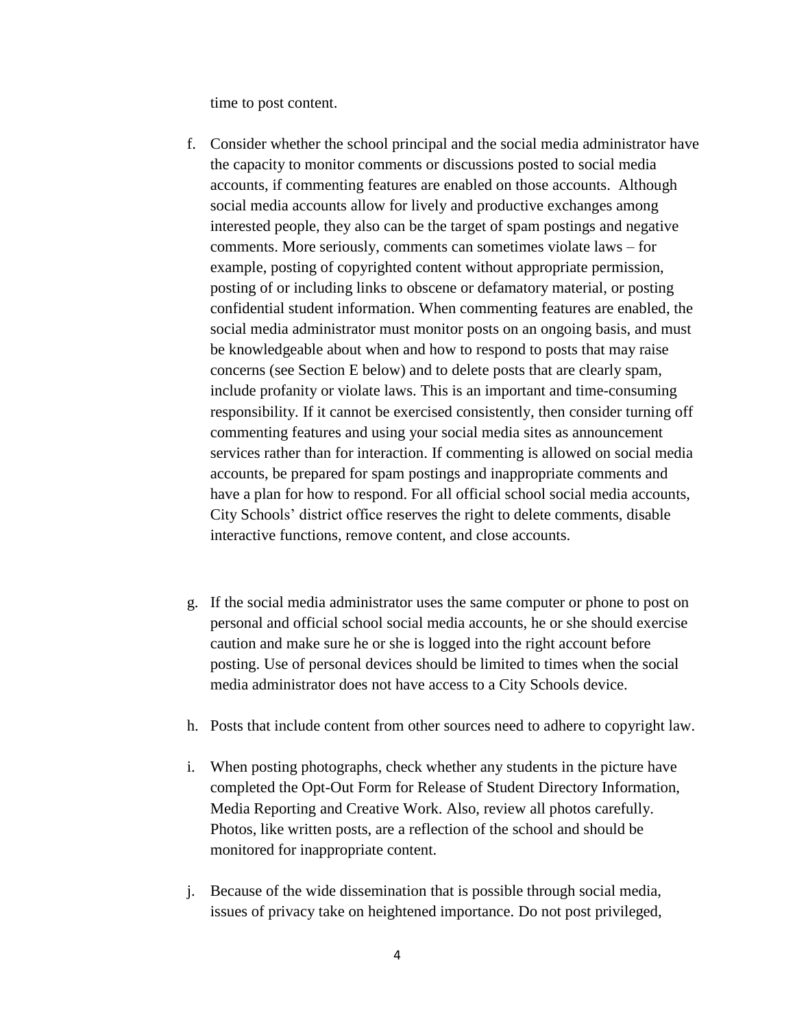time to post content.

f. Consider whether the school principal and the social media administrator have the capacity to monitor comments or discussions posted to social media accounts, if commenting features are enabled on those accounts. Although social media accounts allow for lively and productive exchanges among interested people, they also can be the target of spam postings and negative comments. More seriously, comments can sometimes violate laws – for example, posting of copyrighted content without appropriate permission, posting of or including links to obscene or defamatory material, or posting confidential student information. When commenting features are enabled, the social media administrator must monitor posts on an ongoing basis, and must be knowledgeable about when and how to respond to posts that may raise concerns (see Section E below) and to delete posts that are clearly spam, include profanity or violate laws. This is an important and time-consuming responsibility. If it cannot be exercised consistently, then consider turning off commenting features and using your social media sites as announcement services rather than for interaction. If commenting is allowed on social media accounts, be prepared for spam postings and inappropriate comments and have a plan for how to respond. For all official school social media accounts, City Schools' district office reserves the right to delete comments, disable interactive functions, remove content, and close accounts.

g. If the social media administrator uses the same computer or phone to post on personal and official school social media accounts, he or she should exercise caution and make sure he or she is logged into the right account before posting. Use of personal devices should be limited to times when the social media administrator does not have access to a City Schools device.

h. Posts that include content from other sources need to adhere to copyright law.

i. When posting photographs, check whether any students in the picture have completed the Opt-Out Form for Release of Student Directory Information, Media Reporting and Creative Work. Also, review all photos carefully. Photos, like written posts, are a reflection of the school and should be monitored for inappropriate content.

j. Because of the wide dissemination that is possible through social media, issues of privacy take on heightened importance. Do not post privileged,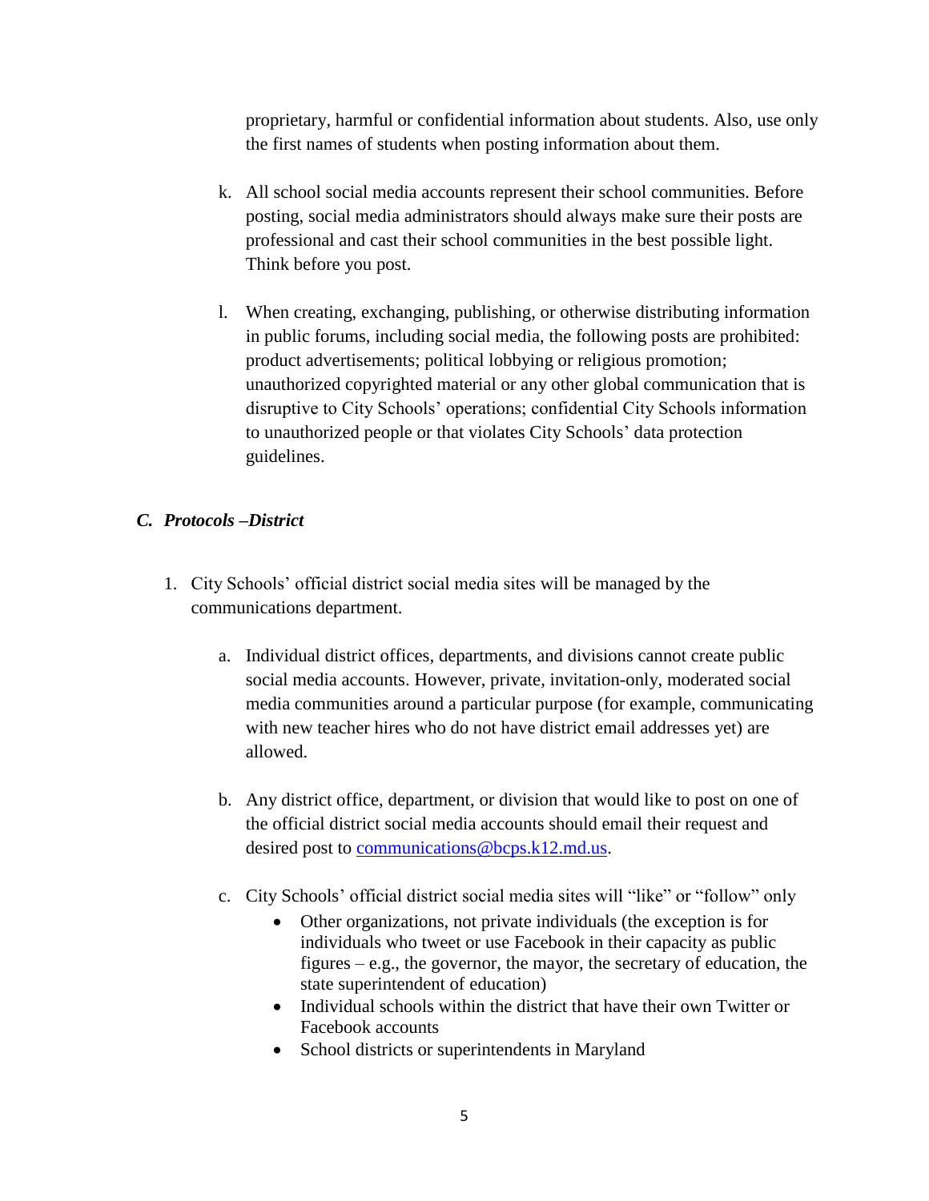proprietary, harmful or confidential information about students. Also, use only the first names of students when posting information about them.

k. All school social media accounts represent their school communities. Before posting, social media administrators should always make sure their posts are professional and cast their school communities in the best possible light. Think before you post.

l. When creating, exchanging, publishing, or otherwise distributing information in public forums, including social media, the following posts are prohibited: product advertisements; political lobbying or religious promotion; unauthorized copyrighted material or any other global communication that is disruptive to City Schools' operations; confidential City Schools information to unauthorized people or that violates City Schools' data protection guidelines.

### *C. Protocols –District*

1. City Schools' official district social media sites will be managed by the communications department.

   a. Individual district offices, departments, and divisions cannot create public social media accounts. However, private, invitation-only, moderated social media communities around a particular purpose (for example, communicating with new teacher hires who do not have district email addresses yet) are allowed.

   b. Any district office, department, or division that would like to post on one of the official district social media accounts should email their request and desired post to communications@bcps.k12.md.us.

   c. City Schools' official district social media sites will "like" or "follow" only
      - Other organizations, not private individuals (the exception is for individuals who tweet or use Facebook in their capacity as public figures – e.g., the governor, the mayor, the secretary of education, the state superintendent of education)
      - Individual schools within the district that have their own Twitter or Facebook accounts
      - School districts or superintendents in Maryland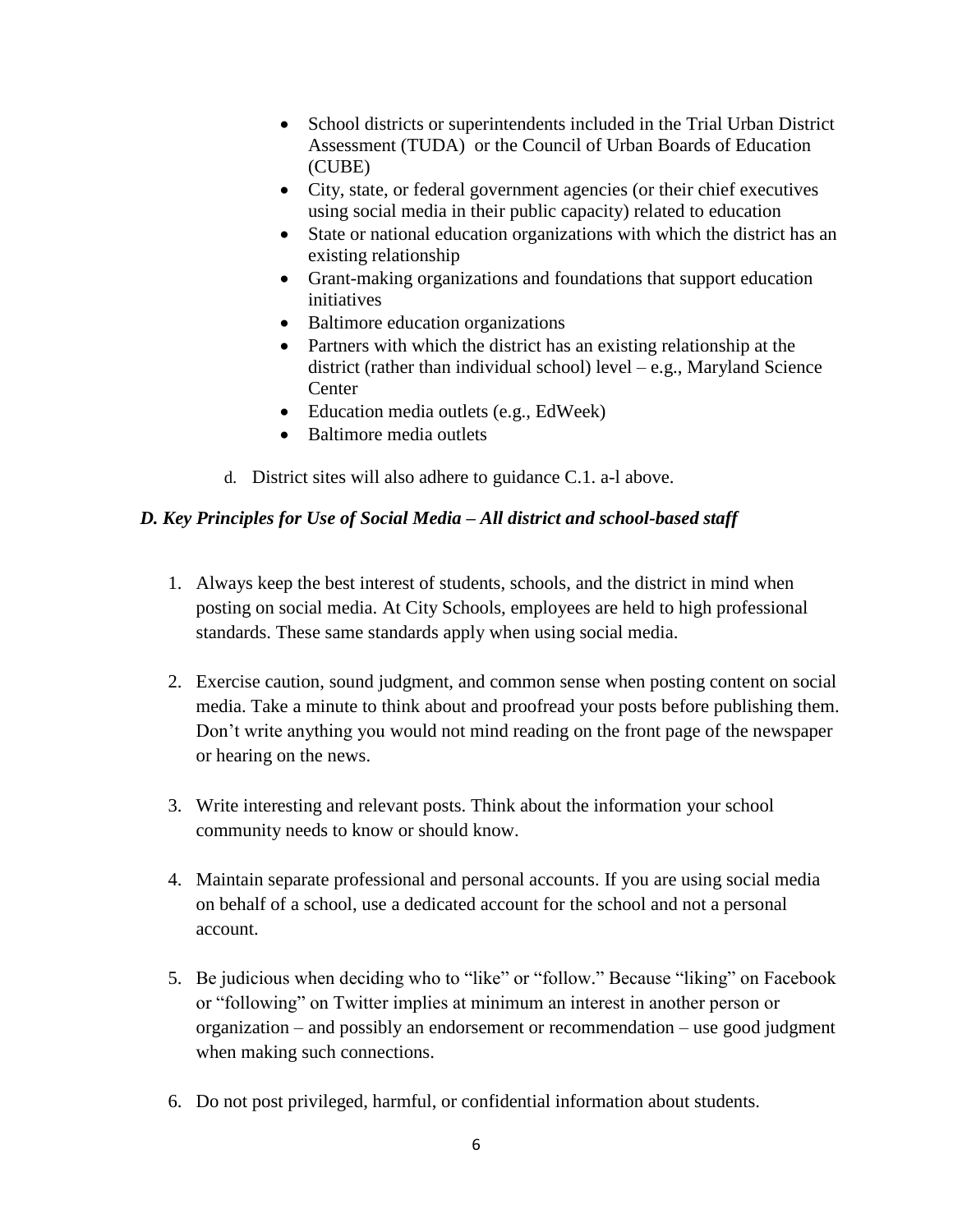- School districts or superintendents included in the Trial Urban District Assessment (TUDA) or the Council of Urban Boards of Education (CUBE)
- City, state, or federal government agencies (or their chief executives using social media in their public capacity) related to education
- State or national education organizations with which the district has an existing relationship
- Grant-making organizations and foundations that support education initiatives
- Baltimore education organizations
- Partners with which the district has an existing relationship at the district (rather than individual school) level – e.g., Maryland Science Center
- Education media outlets (e.g., EdWeek)
- Baltimore media outlets

d. District sites will also adhere to guidance C.1. a-l above.

### *D. Key Principles for Use of Social Media – All district and school-based staff*

1. Always keep the best interest of students, schools, and the district in mind when posting on social media. At City Schools, employees are held to high professional standards. These same standards apply when using social media.

2. Exercise caution, sound judgment, and common sense when posting content on social media. Take a minute to think about and proofread your posts before publishing them. Don't write anything you would not mind reading on the front page of the newspaper or hearing on the news.

3. Write interesting and relevant posts. Think about the information your school community needs to know or should know.

4. Maintain separate professional and personal accounts. If you are using social media on behalf of a school, use a dedicated account for the school and not a personal account.

5. Be judicious when deciding who to "like" or "follow." Because "liking" on Facebook or "following" on Twitter implies at minimum an interest in another person or organization – and possibly an endorsement or recommendation – use good judgment when making such connections.

6. Do not post privileged, harmful, or confidential information about students.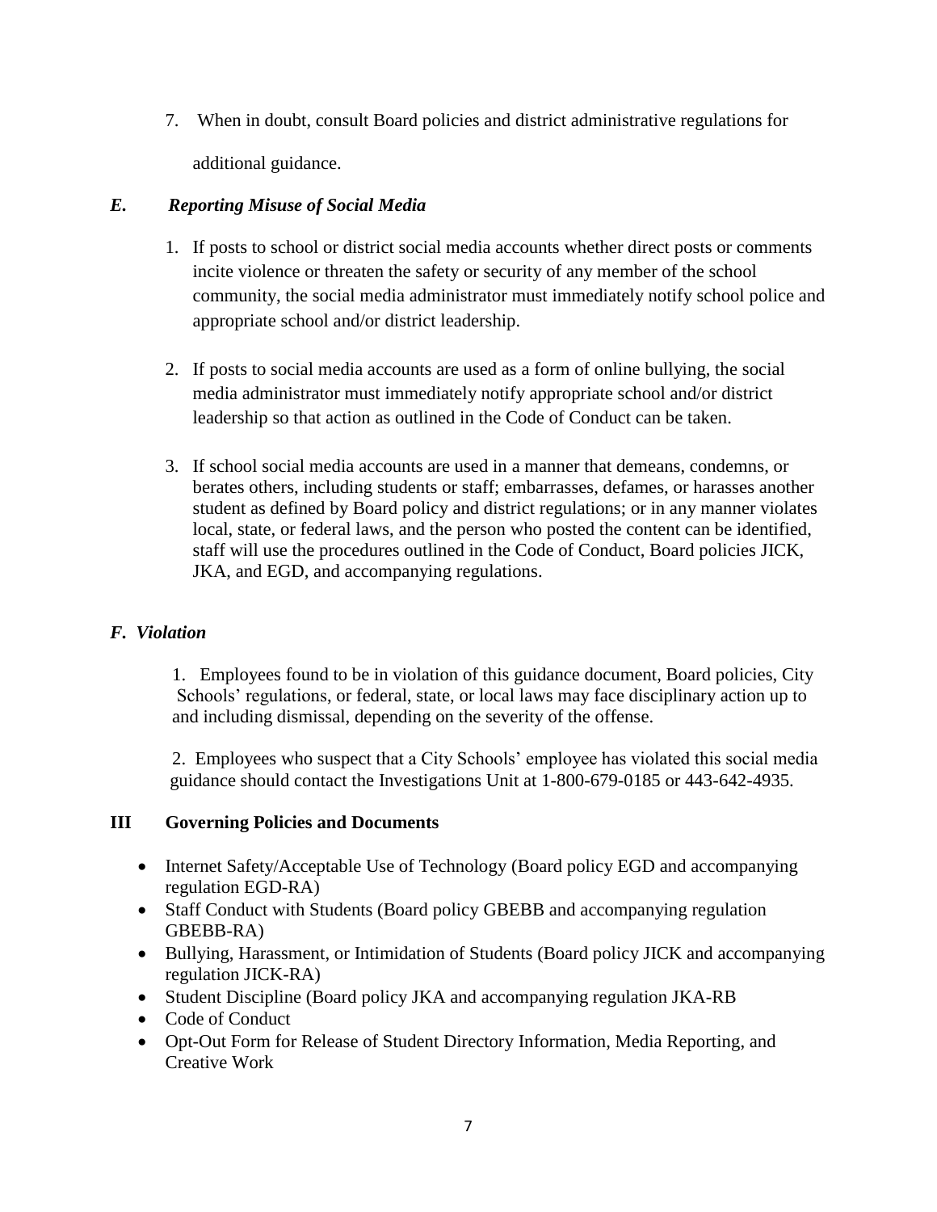7. When in doubt, consult Board policies and district administrative regulations for additional guidance.

### *E. Reporting Misuse of Social Media*

1. If posts to school or district social media accounts whether direct posts or comments incite violence or threaten the safety or security of any member of the school community, the social media administrator must immediately notify school police and appropriate school and/or district leadership.

2. If posts to social media accounts are used as a form of online bullying, the social media administrator must immediately notify appropriate school and/or district leadership so that action as outlined in the Code of Conduct can be taken.

3. If school social media accounts are used in a manner that demeans, condemns, or berates others, including students or staff; embarrasses, defames, or harasses another student as defined by Board policy and district regulations; or in any manner violates local, state, or federal laws, and the person who posted the content can be identified, staff will use the procedures outlined in the Code of Conduct, Board policies JICK, JKA, and EGD, and accompanying regulations.

### *F. Violation*

1. Employees found to be in violation of this guidance document, Board policies, City Schools' regulations, or federal, state, or local laws may face disciplinary action up to and including dismissal, depending on the severity of the offense.

2. Employees who suspect that a City Schools' employee has violated this social media guidance should contact the Investigations Unit at 1-800-679-0185 or 443-642-4935.

## III Governing Policies and Documents

- Internet Safety/Acceptable Use of Technology (Board policy EGD and accompanying regulation EGD-RA)
- Staff Conduct with Students (Board policy GBEBB and accompanying regulation GBEBB-RA)
- Bullying, Harassment, or Intimidation of Students (Board policy JICK and accompanying regulation JICK-RA)
- Student Discipline (Board policy JKA and accompanying regulation JKA-RB
- Code of Conduct
- Opt-Out Form for Release of Student Directory Information, Media Reporting, and Creative Work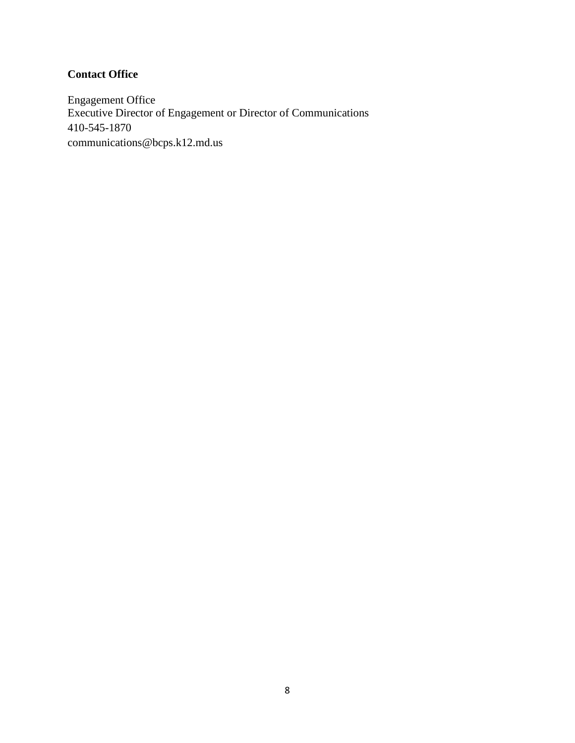**Contact Office**

Engagement Office
Executive Director of Engagement or Director of Communications
410-545-1870
communications@bcps.k12.md.us